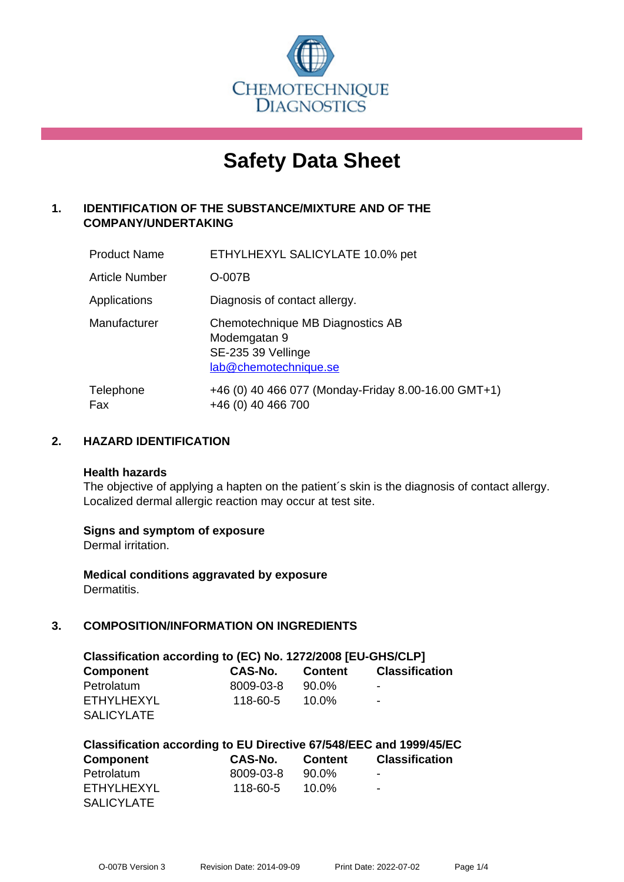CHEMOTECHNIQUE DIAGNOSTICS

# Safety Data Sheet

## 1. IDENTIFICATION OF THE SUBSTANCE/MIXTURE AND OF THE COMPANY/UNDERTAKING

| | |
|---|---|
| Product Name | ETHYLHEXYL SALICYLATE 10.0% pet |
| Article Number | O-007B |
| Applications | Diagnosis of contact allergy. |
| Manufacturer | Chemotechnique MB Diagnostics AB<br>Modemgatan 9<br>SE-235 39 Vellinge<br>lab@chemotechnique.se |
| Telephone<br>Fax | +46 (0) 40 466 077 (Monday-Friday 8.00-16.00 GMT+1)<br>+46 (0) 40 466 700 |

## 2. HAZARD IDENTIFICATION

**Health hazards**

The objective of applying a hapten on the patient´s skin is the diagnosis of contact allergy. Localized dermal allergic reaction may occur at test site.

**Signs and symptom of exposure**

Dermal irritation.

**Medical conditions aggravated by exposure**

Dermatitis.

## 3. COMPOSITION/INFORMATION ON INGREDIENTS

**Classification according to (EC) No. 1272/2008 [EU-GHS/CLP]**

| Component | CAS-No. | Content | Classification |
|---|---|---|---|
| Petrolatum | 8009-03-8 | 90.0% | - |
| ETHYLHEXYL SALICYLATE | 118-60-5 | 10.0% | - |

**Classification according to EU Directive 67/548/EEC and 1999/45/EC**

| Component | CAS-No. | Content | Classification |
|---|---|---|---|
| Petrolatum | 8009-03-8 | 90.0% | - |
| ETHYLHEXYL SALICYLATE | 118-60-5 | 10.0% | - |

O-007B Version 3 Revision Date: 2014-09-09 Print Date: 2022-07-02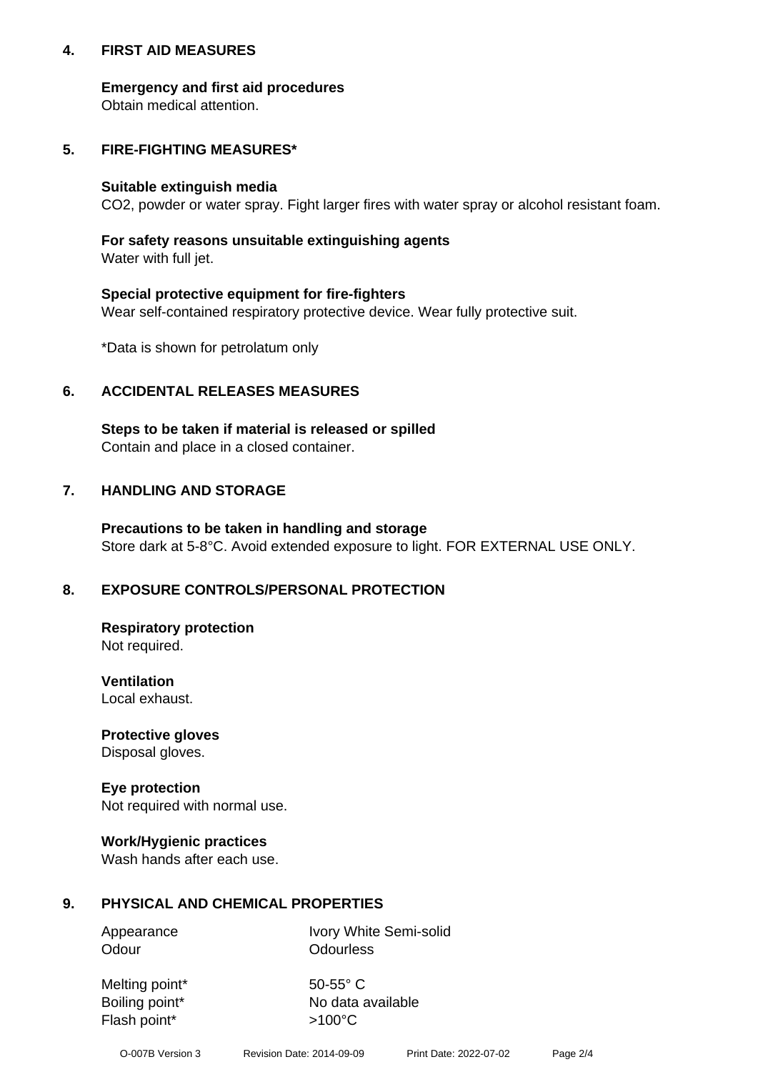## 4. FIRST AID MEASURES

**Emergency and first aid procedures**
Obtain medical attention.

## 5. FIRE-FIGHTING MEASURES*

**Suitable extinguish media**
$CO_2$, powder or water spray. Fight larger fires with water spray or alcohol resistant foam.

**For safety reasons unsuitable extinguishing agents**
Water with full jet.

**Special protective equipment for fire-fighters**
Wear self-contained respiratory protective device. Wear fully protective suit.

*Data is shown for petrolatum only

## 6. ACCIDENTAL RELEASES MEASURES

**Steps to be taken if material is released or spilled**
Contain and place in a closed container.

## 7. HANDLING AND STORAGE

**Precautions to be taken in handling and storage**
Store dark at 5-8°C. Avoid extended exposure to light. FOR EXTERNAL USE ONLY.

## 8. EXPOSURE CONTROLS/PERSONAL PROTECTION

**Respiratory protection**
Not required.

**Ventilation**
Local exhaust.

**Protective gloves**
Disposal gloves.

**Eye protection**
Not required with normal use.

**Work/Hygienic practices**
Wash hands after each use.

## 9. PHYSICAL AND CHEMICAL PROPERTIES

| | |
|---|---|
| Appearance | Ivory White Semi-solid |
| Odour | Odourless |
| Melting point* | 50-55° C |
| Boiling point* | No data available |
| Flash point* | >100°C |

O-007B Version 3 Revision Date: 2014-09-09 Print Date: 2022-07-02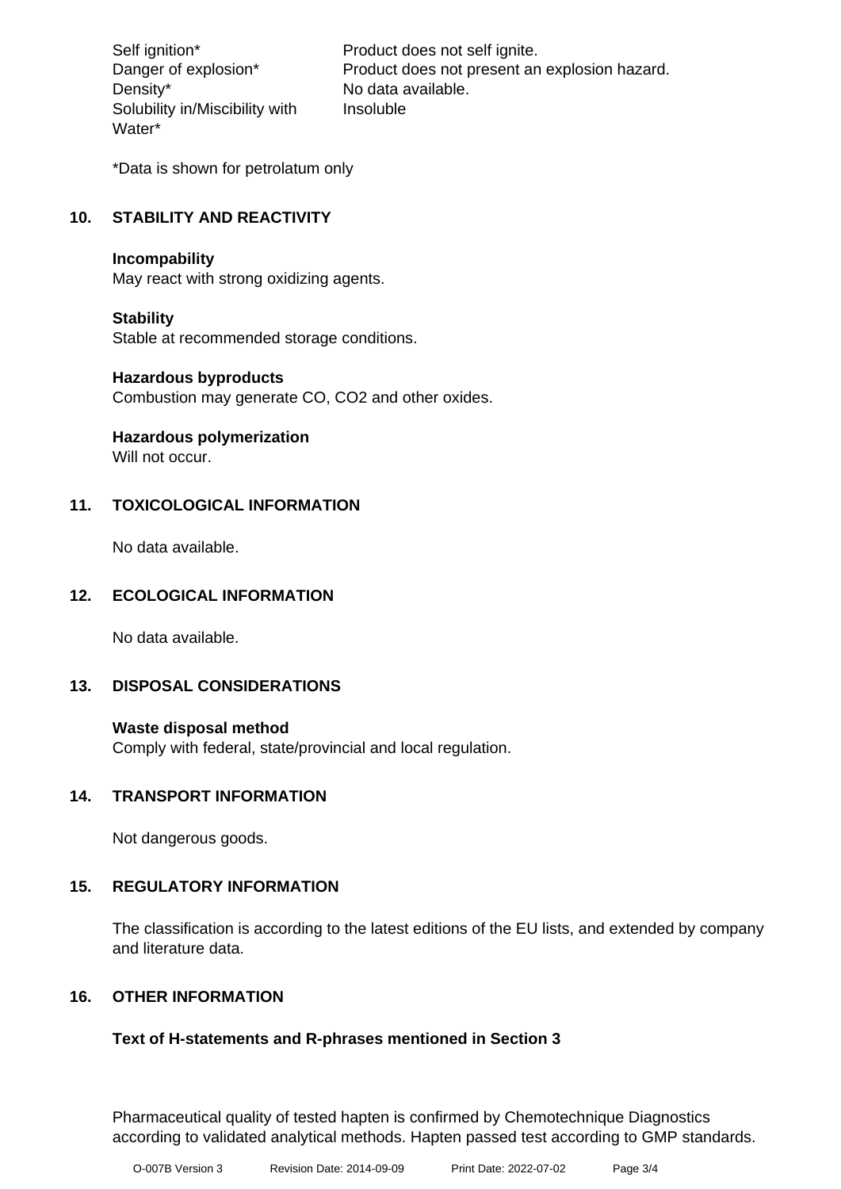| | |
|---|---|
| Self ignition* | Product does not self ignite. |
| Danger of explosion* | Product does not present an explosion hazard. |
| Density* | No data available. |
| Solubility in/Miscibility with Water* | Insoluble |

*Data is shown for petrolatum only

## 10. STABILITY AND REACTIVITY

**Incompability**
May react with strong oxidizing agents.

**Stability**
Stable at recommended storage conditions.

**Hazardous byproducts**
Combustion may generate CO, $CO_2$ and other oxides.

**Hazardous polymerization**
Will not occur.

## 11. TOXICOLOGICAL INFORMATION

No data available.

## 12. ECOLOGICAL INFORMATION

No data available.

## 13. DISPOSAL CONSIDERATIONS

**Waste disposal method**
Comply with federal, state/provincial and local regulation.

## 14. TRANSPORT INFORMATION

Not dangerous goods.

## 15. REGULATORY INFORMATION

The classification is according to the latest editions of the EU lists, and extended by company and literature data.

## 16. OTHER INFORMATION

**Text of H-statements and R-phrases mentioned in Section 3**

Pharmaceutical quality of tested hapten is confirmed by Chemotechnique Diagnostics according to validated analytical methods. Hapten passed test according to GMP standards.

O-007B Version 3 Revision Date: 2014-09-09 Print Date: 2022-07-02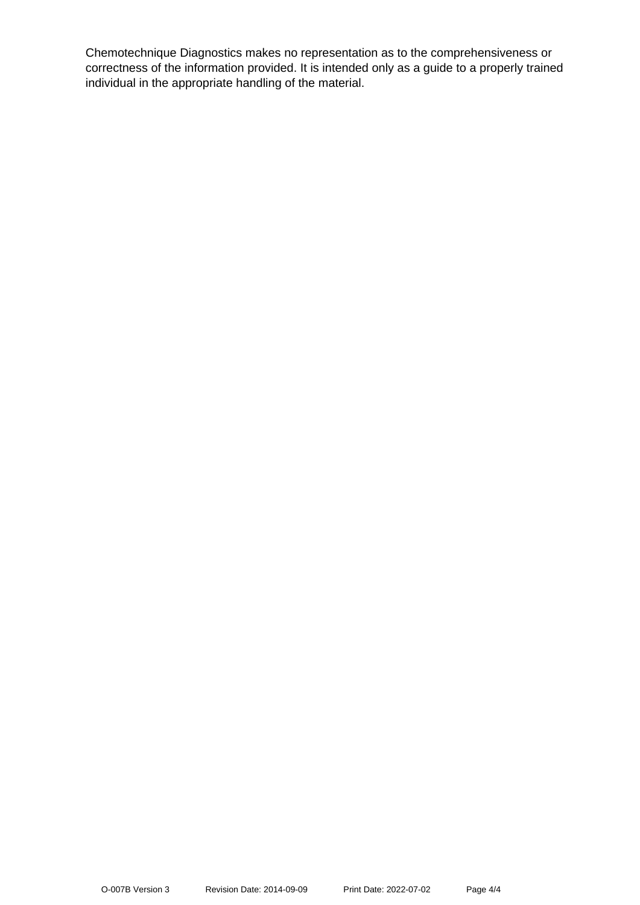Chemotechnique Diagnostics makes no representation as to the comprehensiveness or correctness of the information provided. It is intended only as a guide to a properly trained individual in the appropriate handling of the material.